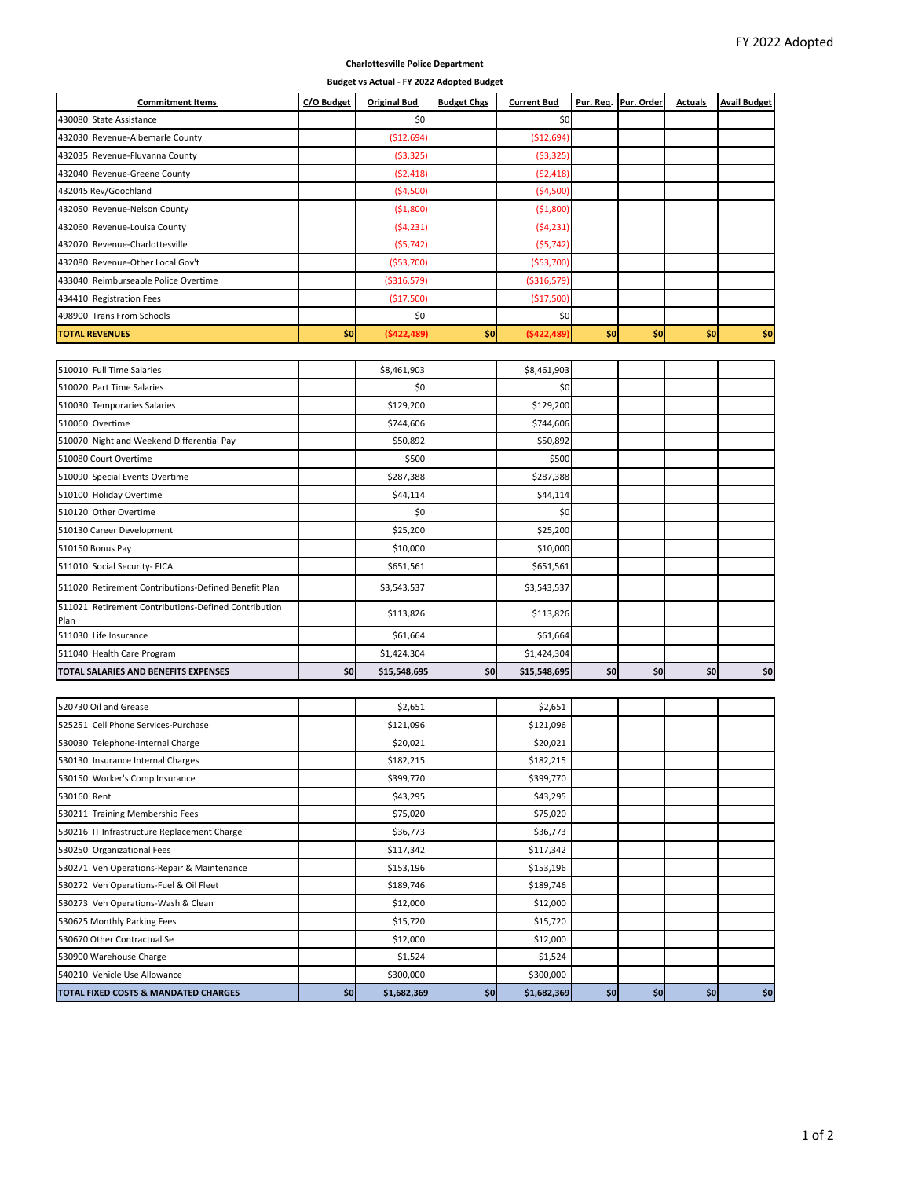FY 2022 Adopted

**Charlottesville Police Department**

**Budget vs Actual - FY 2022 Adopted Budget**

| Commitment Items | C/O Budget | Original Bud | Budget Chgs | Current Bud | Pur. Req. | Pur. Order | Actuals | Avail Budget |
|---|---|---|---|---|---|---|---|---|
| 430080 State Assistance | | $0 | | $0 | | | | |
| 432030 Revenue-Albemarle County | | ($12,694) | | ($12,694) | | | | |
| 432035 Revenue-Fluvanna County | | ($3,325) | | ($3,325) | | | | |
| 432040 Revenue-Greene County | | ($2,418) | | ($2,418) | | | | |
| 432045 Rev/Goochland | | ($4,500) | | ($4,500) | | | | |
| 432050 Revenue-Nelson County | | ($1,800) | | ($1,800) | | | | |
| 432060 Revenue-Louisa County | | ($4,231) | | ($4,231) | | | | |
| 432070 Revenue-Charlottesville | | ($5,742) | | ($5,742) | | | | |
| 432080 Revenue-Other Local Gov't | | ($53,700) | | ($53,700) | | | | |
| 433040 Reimburseable Police Overtime | | ($316,579) | | ($316,579) | | | | |
| 434410 Registration Fees | | ($17,500) | | ($17,500) | | | | |
| 498900 Trans From Schools | | $0 | | $0 | | | | |
| **TOTAL REVENUES** | **$0** | **($422,489)** | **$0** | **($422,489)** | **$0** | **$0** | **$0** | **$0** |
| | | | | | | | | |
| 510010 Full Time Salaries | | $8,461,903 | | $8,461,903 | | | | |
| 510020 Part Time Salaries | | $0 | | $0 | | | | |
| 510030 Temporaries Salaries | | $129,200 | | $129,200 | | | | |
| 510060 Overtime | | $744,606 | | $744,606 | | | | |
| 510070 Night and Weekend Differential Pay | | $50,892 | | $50,892 | | | | |
| 510080 Court Overtime | | $500 | | $500 | | | | |
| 510090 Special Events Overtime | | $287,388 | | $287,388 | | | | |
| 510100 Holiday Overtime | | $44,114 | | $44,114 | | | | |
| 510120 Other Overtime | | $0 | | $0 | | | | |
| 510130 Career Development | | $25,200 | | $25,200 | | | | |
| 510150 Bonus Pay | | $10,000 | | $10,000 | | | | |
| 511010 Social Security- FICA | | $651,561 | | $651,561 | | | | |
| 511020 Retirement Contributions-Defined Benefit Plan | | $3,543,537 | | $3,543,537 | | | | |
| 511021 Retirement Contributions-Defined Contribution Plan | | $113,826 | | $113,826 | | | | |
| 511030 Life Insurance | | $61,664 | | $61,664 | | | | |
| 511040 Health Care Program | | $1,424,304 | | $1,424,304 | | | | |
| **TOTAL SALARIES AND BENEFITS EXPENSES** | **$0** | **$15,548,695** | **$0** | **$15,548,695** | **$0** | **$0** | **$0** | **$0** |
| | | | | | | | | |
| 520730 Oil and Grease | | $2,651 | | $2,651 | | | | |
| 525251 Cell Phone Services-Purchase | | $121,096 | | $121,096 | | | | |
| 530030 Telephone-Internal Charge | | $20,021 | | $20,021 | | | | |
| 530130 Insurance Internal Charges | | $182,215 | | $182,215 | | | | |
| 530150 Worker's Comp Insurance | | $399,770 | | $399,770 | | | | |
| 530160 Rent | | $43,295 | | $43,295 | | | | |
| 530211 Training Membership Fees | | $75,020 | | $75,020 | | | | |
| 530216 IT Infrastructure Replacement Charge | | $36,773 | | $36,773 | | | | |
| 530250 Organizational Fees | | $117,342 | | $117,342 | | | | |
| 530271 Veh Operations-Repair & Maintenance | | $153,196 | | $153,196 | | | | |
| 530272 Veh Operations-Fuel & Oil Fleet | | $189,746 | | $189,746 | | | | |
| 530273 Veh Operations-Wash & Clean | | $12,000 | | $12,000 | | | | |
| 530625 Monthly Parking Fees | | $15,720 | | $15,720 | | | | |
| 530670 Other Contractual Se | | $12,000 | | $12,000 | | | | |
| 530900 Warehouse Charge | | $1,524 | | $1,524 | | | | |
| 540210 Vehicle Use Allowance | | $300,000 | | $300,000 | | | | |
| **TOTAL FIXED COSTS & MANDATED CHARGES** | **$0** | **$1,682,369** | **$0** | **$1,682,369** | **$0** | **$0** | **$0** | **$0** |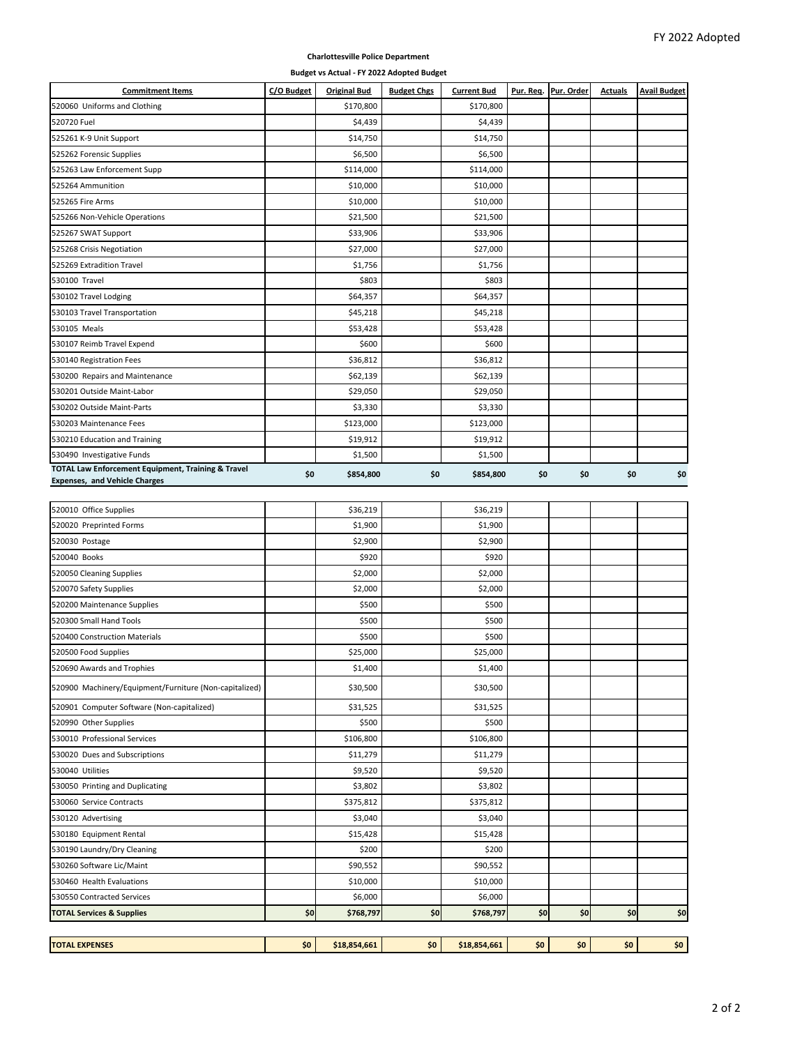**Charlottesville Police Department**

**Budget vs Actual - FY 2022 Adopted Budget**

| Commitment Items | C/O Budget | Original Bud | Budget Chgs | Current Bud | Pur. Req. | Pur. Order | Actuals | Avail Budget |
|---|---|---|---|---|---|---|---|---|
| 520060 Uniforms and Clothing | | $170,800 | | $170,800 | | | | |
| 520720 Fuel | | $4,439 | | $4,439 | | | | |
| 525261 K-9 Unit Support | | $14,750 | | $14,750 | | | | |
| 525262 Forensic Supplies | | $6,500 | | $6,500 | | | | |
| 525263 Law Enforcement Supp | | $114,000 | | $114,000 | | | | |
| 525264 Ammunition | | $10,000 | | $10,000 | | | | |
| 525265 Fire Arms | | $10,000 | | $10,000 | | | | |
| 525266 Non-Vehicle Operations | | $21,500 | | $21,500 | | | | |
| 525267 SWAT Support | | $33,906 | | $33,906 | | | | |
| 525268 Crisis Negotiation | | $27,000 | | $27,000 | | | | |
| 525269 Extradition Travel | | $1,756 | | $1,756 | | | | |
| 530100 Travel | | $803 | | $803 | | | | |
| 530102 Travel Lodging | | $64,357 | | $64,357 | | | | |
| 530103 Travel Transportation | | $45,218 | | $45,218 | | | | |
| 530105 Meals | | $53,428 | | $53,428 | | | | |
| 530107 Reimb Travel Expend | | $600 | | $600 | | | | |
| 530140 Registration Fees | | $36,812 | | $36,812 | | | | |
| 530200 Repairs and Maintenance | | $62,139 | | $62,139 | | | | |
| 530201 Outside Maint-Labor | | $29,050 | | $29,050 | | | | |
| 530202 Outside Maint-Parts | | $3,330 | | $3,330 | | | | |
| 530203 Maintenance Fees | | $123,000 | | $123,000 | | | | |
| 530210 Education and Training | | $19,912 | | $19,912 | | | | |
| 530490 Investigative Funds | | $1,500 | | $1,500 | | | | |
| **TOTAL Law Enforcement Equipment, Training & Travel Expenses, and Vehicle Charges** | **$0** | **$854,800** | **$0** | **$854,800** | **$0** | **$0** | **$0** | **$0** |

| Commitment Items | C/O Budget | Original Bud | Budget Chgs | Current Bud | Pur. Req. | Pur. Order | Actuals | Avail Budget |
|---|---|---|---|---|---|---|---|---|
| 520010 Office Supplies | | $36,219 | | $36,219 | | | | |
| 520020 Preprinted Forms | | $1,900 | | $1,900 | | | | |
| 520030 Postage | | $2,900 | | $2,900 | | | | |
| 520040 Books | | $920 | | $920 | | | | |
| 520050 Cleaning Supplies | | $2,000 | | $2,000 | | | | |
| 520070 Safety Supplies | | $2,000 | | $2,000 | | | | |
| 520200 Maintenance Supplies | | $500 | | $500 | | | | |
| 520300 Small Hand Tools | | $500 | | $500 | | | | |
| 520400 Construction Materials | | $500 | | $500 | | | | |
| 520500 Food Supplies | | $25,000 | | $25,000 | | | | |
| 520690 Awards and Trophies | | $1,400 | | $1,400 | | | | |
| 520900 Machinery/Equipment/Furniture (Non-capitalized) | | $30,500 | | $30,500 | | | | |
| 520901 Computer Software (Non-capitalized) | | $31,525 | | $31,525 | | | | |
| 520990 Other Supplies | | $500 | | $500 | | | | |
| 530010 Professional Services | | $106,800 | | $106,800 | | | | |
| 530020 Dues and Subscriptions | | $11,279 | | $11,279 | | | | |
| 530040 Utilities | | $9,520 | | $9,520 | | | | |
| 530050 Printing and Duplicating | | $3,802 | | $3,802 | | | | |
| 530060 Service Contracts | | $375,812 | | $375,812 | | | | |
| 530120 Advertising | | $3,040 | | $3,040 | | | | |
| 530180 Equipment Rental | | $15,428 | | $15,428 | | | | |
| 530190 Laundry/Dry Cleaning | | $200 | | $200 | | | | |
| 530260 Software Lic/Maint | | $90,552 | | $90,552 | | | | |
| 530460 Health Evaluations | | $10,000 | | $10,000 | | | | |
| 530550 Contracted Services | | $6,000 | | $6,000 | | | | |
| **TOTAL Services & Supplies** | **$0** | **$768,797** | **$0** | **$768,797** | **$0** | **$0** | **$0** | **$0** |

| Commitment Items | C/O Budget | Original Bud | Budget Chgs | Current Bud | Pur. Req. | Pur. Order | Actuals | Avail Budget |
|---|---|---|---|---|---|---|---|---|
| **TOTAL EXPENSES** | **$0** | **$18,854,661** | **$0** | **$18,854,661** | **$0** | **$0** | **$0** | **$0** |